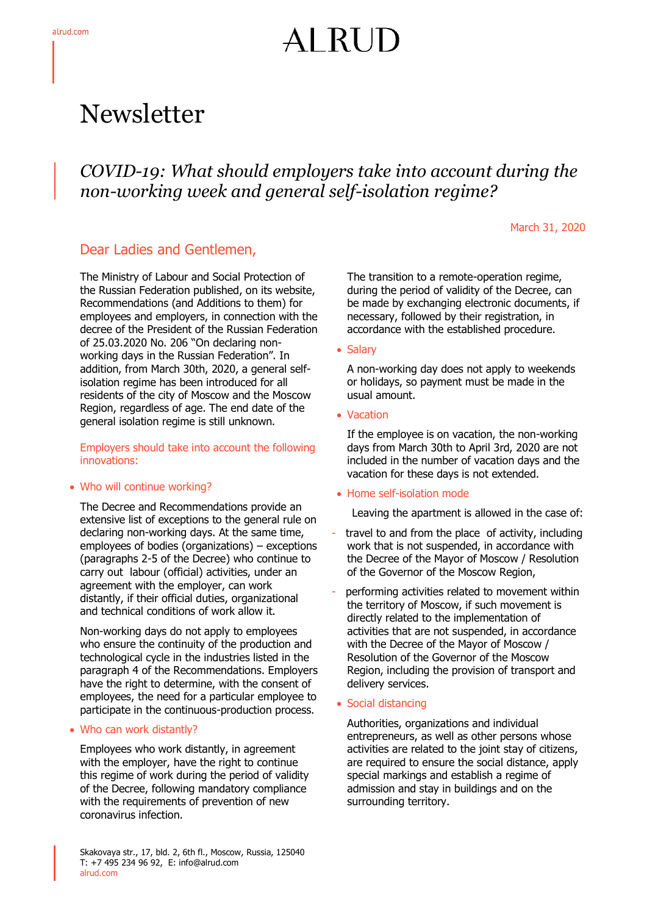# Newsletter

## *COVID-19: What should employers take into account during the non-working week and general self-isolation regime?*

March 31, 2020

## Dear Ladies and Gentlemen,

The Ministry of Labour and Social Protection of the Russian Federation published, on its website, Recommendations (and Additions to them) for employees and employers, in connection with the decree of the President of the Russian Federation of 25.03.2020 No. 206 "On declaring non-working days in the Russian Federation". In addition, from March 30th, 2020, a general self-isolation regime has been introduced for all residents of the city of Moscow and the Moscow Region, regardless of age. The end date of the general isolation regime is still unknown.

Employers should take into account the following innovations:

- **Who will continue working?**

  The Decree and Recommendations provide an extensive list of exceptions to the general rule on declaring non-working days. At the same time, employees of bodies (organizations) – exceptions (paragraphs 2-5 of the Decree) who continue to carry out labour (official) activities, under an agreement with the employer, can work distantly, if their official duties, organizational and technical conditions of work allow it.

  Non-working days do not apply to employees who ensure the continuity of the production and technological cycle in the industries listed in the paragraph 4 of the Recommendations. Employers have the right to determine, with the consent of employees, the need for a particular employee to participate in the continuous-production process.

- **Who can work distantly?**

  Employees who work distantly, in agreement with the employer, have the right to continue this regime of work during the period of validity of the Decree, following mandatory compliance with the requirements of prevention of new coronavirus infection.

  The transition to a remote-operation regime, during the period of validity of the Decree, can be made by exchanging electronic documents, if necessary, followed by their registration, in accordance with the established procedure.

- **Salary**

  A non-working day does not apply to weekends or holidays, so payment must be made in the usual amount.

- **Vacation**

  If the employee is on vacation, the non-working days from March 30th to April 3rd, 2020 are not included in the number of vacation days and the vacation for these days is not extended.

- **Home self-isolation mode**

  Leaving the apartment is allowed in the case of:

  - travel to and from the place of activity, including work that is not suspended, in accordance with the Decree of the Mayor of Moscow / Resolution of the Governor of the Moscow Region,
  - performing activities related to movement within the territory of Moscow, if such movement is directly related to the implementation of activities that are not suspended, in accordance with the Decree of the Mayor of Moscow / Resolution of the Governor of the Moscow Region, including the provision of transport and delivery services.

- **Social distancing**

  Authorities, organizations and individual entrepreneurs, as well as other persons whose activities are related to the joint stay of citizens, are required to ensure the social distance, apply special markings and establish a regime of admission and stay in buildings and on the surrounding territory.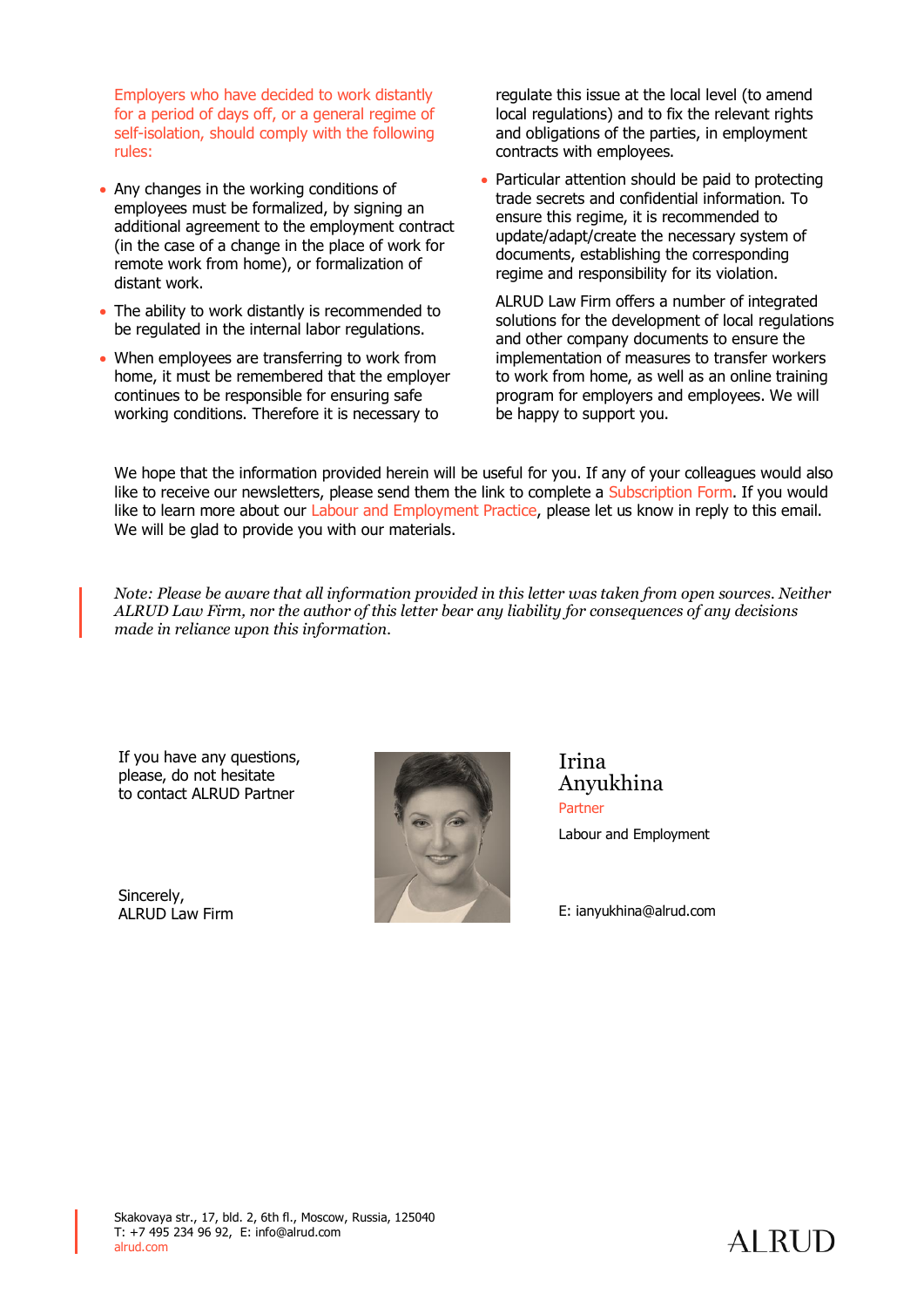Employers who have decided to work distantly for a period of days off, or a general regime of self-isolation, should comply with the following rules:

- Any changes in the working conditions of employees must be formalized, by signing an additional agreement to the employment contract (in the case of a change in the place of work for remote work from home), or formalization of distant work.
- The ability to work distantly is recommended to be regulated in the internal labor regulations.
- When employees are transferring to work from home, it must be remembered that the employer continues to be responsible for ensuring safe working conditions. Therefore it is necessary to regulate this issue at the local level (to amend local regulations) and to fix the relevant rights and obligations of the parties, in employment contracts with employees.
- Particular attention should be paid to protecting trade secrets and confidential information. To ensure this regime, it is recommended to update/adapt/create the necessary system of documents, establishing the corresponding regime and responsibility for its violation.

ALRUD Law Firm offers a number of integrated solutions for the development of local regulations and other company documents to ensure the implementation of measures to transfer workers to work from home, as well as an online training program for employers and employees. We will be happy to support you.

We hope that the information provided herein will be useful for you. If any of your colleagues would also like to receive our newsletters, please send them the link to complete a Subscription Form. If you would like to learn more about our Labour and Employment Practice, please let us know in reply to this email. We will be glad to provide you with our materials.

*Note: Please be aware that all information provided in this letter was taken from open sources. Neither ALRUD Law Firm, nor the author of this letter bear any liability for consequences of any decisions made in reliance upon this information.*

If you have any questions, please, do not hesitate to contact ALRUD Partner

**Irina Anyukhina**
Partner
Labour and Employment

E: ianyukhina@alrud.com

Sincerely,
ALRUD Law Firm

Skakovaya str., 17, bld. 2, 6th fl., Moscow, Russia, 125040
T: +7 495 234 96 92, E: info@alrud.com
alrud.com

ALRUD